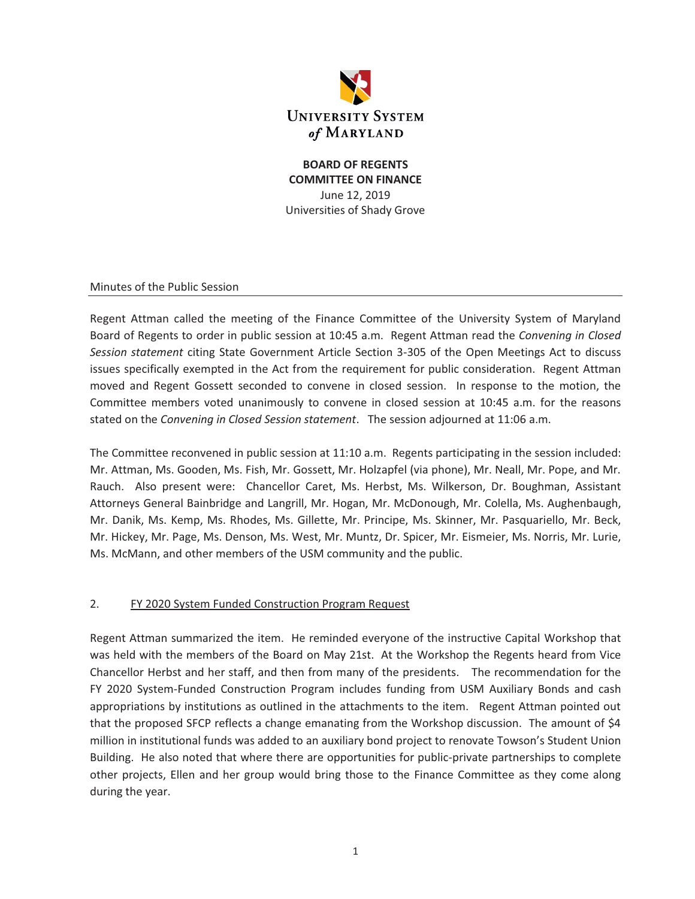University System of Maryland

**BOARD OF REGENTS**
**COMMITTEE ON FINANCE**
June 12, 2019
Universities of Shady Grove

Minutes of the Public Session

Regent Attman called the meeting of the Finance Committee of the University System of Maryland Board of Regents to order in public session at 10:45 a.m. Regent Attman read the *Convening in Closed Session statement* citing State Government Article Section 3-305 of the Open Meetings Act to discuss issues specifically exempted in the Act from the requirement for public consideration. Regent Attman moved and Regent Gossett seconded to convene in closed session. In response to the motion, the Committee members voted unanimously to convene in closed session at 10:45 a.m. for the reasons stated on the *Convening in Closed Session statement*. The session adjourned at 11:06 a.m.

The Committee reconvened in public session at 11:10 a.m. Regents participating in the session included: Mr. Attman, Ms. Gooden, Ms. Fish, Mr. Gossett, Mr. Holzapfel (via phone), Mr. Neall, Mr. Pope, and Mr. Rauch. Also present were: Chancellor Caret, Ms. Herbst, Ms. Wilkerson, Dr. Boughman, Assistant Attorneys General Bainbridge and Langrill, Mr. Hogan, Mr. McDonough, Mr. Colella, Ms. Aughenbaugh, Mr. Danik, Ms. Kemp, Ms. Rhodes, Ms. Gillette, Mr. Principe, Ms. Skinner, Mr. Pasquariello, Mr. Beck, Mr. Hickey, Mr. Page, Ms. Denson, Ms. West, Mr. Muntz, Dr. Spicer, Mr. Eismeier, Ms. Norris, Mr. Lurie, Ms. McMann, and other members of the USM community and the public.

2. FY 2020 System Funded Construction Program Request

Regent Attman summarized the item. He reminded everyone of the instructive Capital Workshop that was held with the members of the Board on May 21st. At the Workshop the Regents heard from Vice Chancellor Herbst and her staff, and then from many of the presidents. The recommendation for the FY 2020 System-Funded Construction Program includes funding from USM Auxiliary Bonds and cash appropriations by institutions as outlined in the attachments to the item. Regent Attman pointed out that the proposed SFCP reflects a change emanating from the Workshop discussion. The amount of $4 million in institutional funds was added to an auxiliary bond project to renovate Towson's Student Union Building. He also noted that where there are opportunities for public-private partnerships to complete other projects, Ellen and her group would bring those to the Finance Committee as they come along during the year.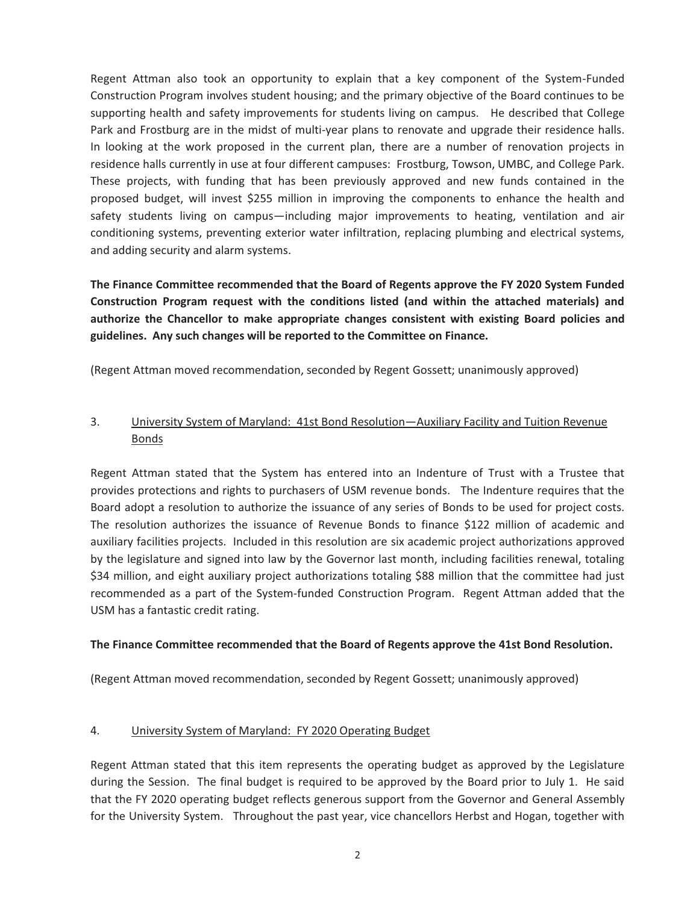Regent Attman also took an opportunity to explain that a key component of the System-Funded Construction Program involves student housing; and the primary objective of the Board continues to be supporting health and safety improvements for students living on campus. He described that College Park and Frostburg are in the midst of multi-year plans to renovate and upgrade their residence halls. In looking at the work proposed in the current plan, there are a number of renovation projects in residence halls currently in use at four different campuses: Frostburg, Towson, UMBC, and College Park. These projects, with funding that has been previously approved and new funds contained in the proposed budget, will invest $255 million in improving the components to enhance the health and safety students living on campus—including major improvements to heating, ventilation and air conditioning systems, preventing exterior water infiltration, replacing plumbing and electrical systems, and adding security and alarm systems.

**The Finance Committee recommended that the Board of Regents approve the FY 2020 System Funded Construction Program request with the conditions listed (and within the attached materials) and authorize the Chancellor to make appropriate changes consistent with existing Board policies and guidelines. Any such changes will be reported to the Committee on Finance.**

(Regent Attman moved recommendation, seconded by Regent Gossett; unanimously approved)

3. University System of Maryland: 41st Bond Resolution—Auxiliary Facility and Tuition Revenue Bonds

Regent Attman stated that the System has entered into an Indenture of Trust with a Trustee that provides protections and rights to purchasers of USM revenue bonds. The Indenture requires that the Board adopt a resolution to authorize the issuance of any series of Bonds to be used for project costs. The resolution authorizes the issuance of Revenue Bonds to finance $122 million of academic and auxiliary facilities projects. Included in this resolution are six academic project authorizations approved by the legislature and signed into law by the Governor last month, including facilities renewal, totaling $34 million, and eight auxiliary project authorizations totaling $88 million that the committee had just recommended as a part of the System-funded Construction Program. Regent Attman added that the USM has a fantastic credit rating.

**The Finance Committee recommended that the Board of Regents approve the 41st Bond Resolution.**

(Regent Attman moved recommendation, seconded by Regent Gossett; unanimously approved)

4. University System of Maryland: FY 2020 Operating Budget

Regent Attman stated that this item represents the operating budget as approved by the Legislature during the Session. The final budget is required to be approved by the Board prior to July 1. He said that the FY 2020 operating budget reflects generous support from the Governor and General Assembly for the University System. Throughout the past year, vice chancellors Herbst and Hogan, together with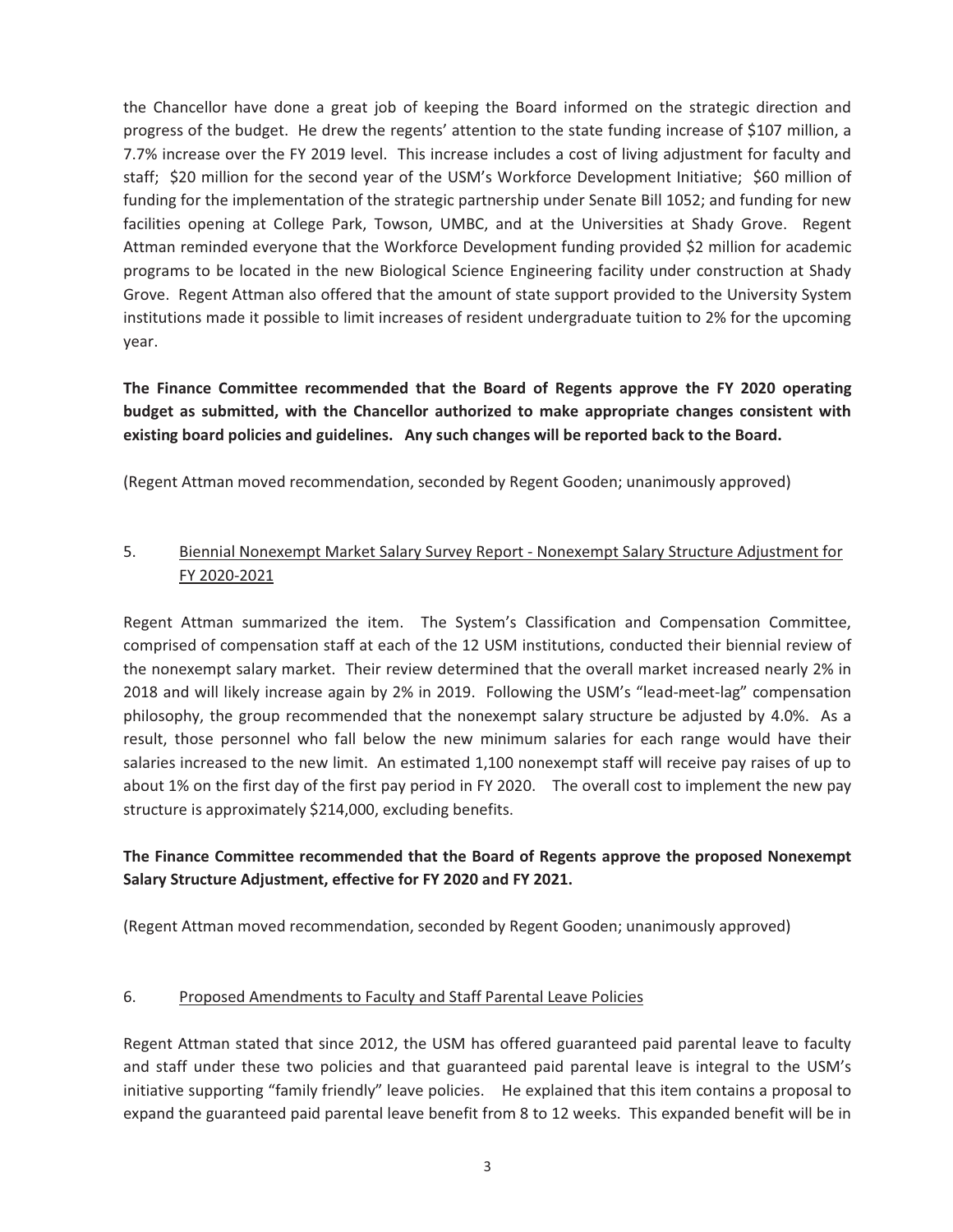the Chancellor have done a great job of keeping the Board informed on the strategic direction and progress of the budget. He drew the regents' attention to the state funding increase of $107 million, a 7.7% increase over the FY 2019 level. This increase includes a cost of living adjustment for faculty and staff; $20 million for the second year of the USM's Workforce Development Initiative; $60 million of funding for the implementation of the strategic partnership under Senate Bill 1052; and funding for new facilities opening at College Park, Towson, UMBC, and at the Universities at Shady Grove. Regent Attman reminded everyone that the Workforce Development funding provided $2 million for academic programs to be located in the new Biological Science Engineering facility under construction at Shady Grove. Regent Attman also offered that the amount of state support provided to the University System institutions made it possible to limit increases of resident undergraduate tuition to 2% for the upcoming year.

**The Finance Committee recommended that the Board of Regents approve the FY 2020 operating budget as submitted, with the Chancellor authorized to make appropriate changes consistent with existing board policies and guidelines. Any such changes will be reported back to the Board.**

(Regent Attman moved recommendation, seconded by Regent Gooden; unanimously approved)

5. Biennial Nonexempt Market Salary Survey Report - Nonexempt Salary Structure Adjustment for FY 2020-2021

Regent Attman summarized the item. The System's Classification and Compensation Committee, comprised of compensation staff at each of the 12 USM institutions, conducted their biennial review of the nonexempt salary market. Their review determined that the overall market increased nearly 2% in 2018 and will likely increase again by 2% in 2019. Following the USM's "lead-meet-lag" compensation philosophy, the group recommended that the nonexempt salary structure be adjusted by 4.0%. As a result, those personnel who fall below the new minimum salaries for each range would have their salaries increased to the new limit. An estimated 1,100 nonexempt staff will receive pay raises of up to about 1% on the first day of the first pay period in FY 2020. The overall cost to implement the new pay structure is approximately $214,000, excluding benefits.

**The Finance Committee recommended that the Board of Regents approve the proposed Nonexempt Salary Structure Adjustment, effective for FY 2020 and FY 2021.**

(Regent Attman moved recommendation, seconded by Regent Gooden; unanimously approved)

6. Proposed Amendments to Faculty and Staff Parental Leave Policies

Regent Attman stated that since 2012, the USM has offered guaranteed paid parental leave to faculty and staff under these two policies and that guaranteed paid parental leave is integral to the USM's initiative supporting "family friendly" leave policies. He explained that this item contains a proposal to expand the guaranteed paid parental leave benefit from 8 to 12 weeks. This expanded benefit will be in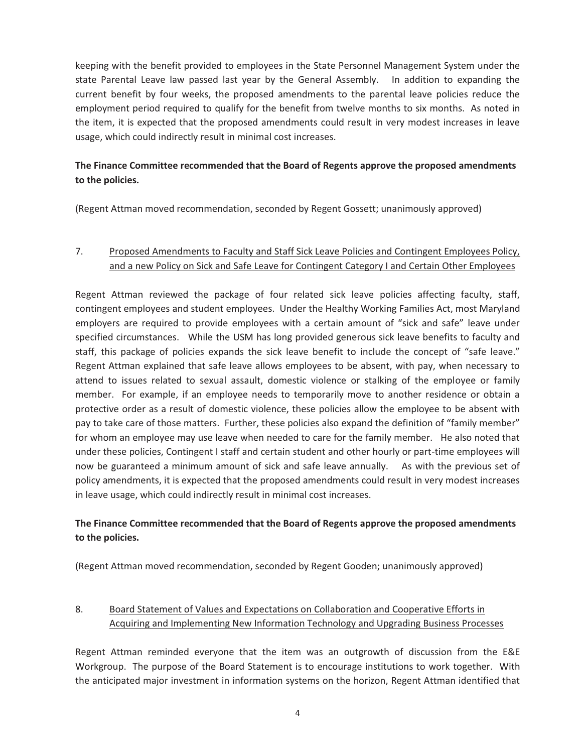keeping with the benefit provided to employees in the State Personnel Management System under the state Parental Leave law passed last year by the General Assembly. In addition to expanding the current benefit by four weeks, the proposed amendments to the parental leave policies reduce the employment period required to qualify for the benefit from twelve months to six months. As noted in the item, it is expected that the proposed amendments could result in very modest increases in leave usage, which could indirectly result in minimal cost increases.

**The Finance Committee recommended that the Board of Regents approve the proposed amendments to the policies.**

(Regent Attman moved recommendation, seconded by Regent Gossett; unanimously approved)

7. Proposed Amendments to Faculty and Staff Sick Leave Policies and Contingent Employees Policy, and a new Policy on Sick and Safe Leave for Contingent Category I and Certain Other Employees

Regent Attman reviewed the package of four related sick leave policies affecting faculty, staff, contingent employees and student employees. Under the Healthy Working Families Act, most Maryland employers are required to provide employees with a certain amount of "sick and safe" leave under specified circumstances. While the USM has long provided generous sick leave benefits to faculty and staff, this package of policies expands the sick leave benefit to include the concept of "safe leave." Regent Attman explained that safe leave allows employees to be absent, with pay, when necessary to attend to issues related to sexual assault, domestic violence or stalking of the employee or family member. For example, if an employee needs to temporarily move to another residence or obtain a protective order as a result of domestic violence, these policies allow the employee to be absent with pay to take care of those matters. Further, these policies also expand the definition of "family member" for whom an employee may use leave when needed to care for the family member. He also noted that under these policies, Contingent I staff and certain student and other hourly or part-time employees will now be guaranteed a minimum amount of sick and safe leave annually. As with the previous set of policy amendments, it is expected that the proposed amendments could result in very modest increases in leave usage, which could indirectly result in minimal cost increases.

**The Finance Committee recommended that the Board of Regents approve the proposed amendments to the policies.**

(Regent Attman moved recommendation, seconded by Regent Gooden; unanimously approved)

8. Board Statement of Values and Expectations on Collaboration and Cooperative Efforts in Acquiring and Implementing New Information Technology and Upgrading Business Processes

Regent Attman reminded everyone that the item was an outgrowth of discussion from the E&E Workgroup. The purpose of the Board Statement is to encourage institutions to work together. With the anticipated major investment in information systems on the horizon, Regent Attman identified that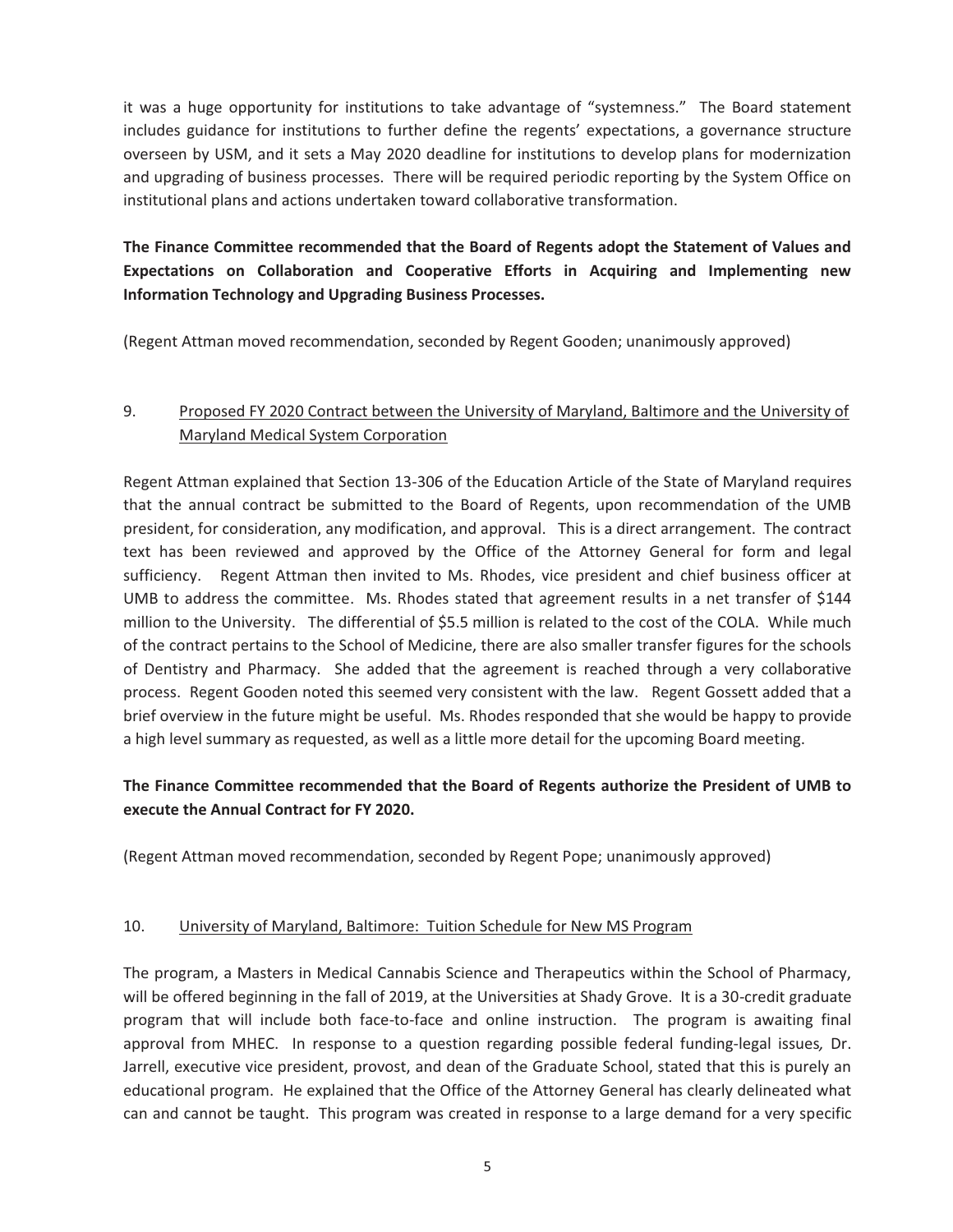it was a huge opportunity for institutions to take advantage of "systemness." The Board statement includes guidance for institutions to further define the regents' expectations, a governance structure overseen by USM, and it sets a May 2020 deadline for institutions to develop plans for modernization and upgrading of business processes. There will be required periodic reporting by the System Office on institutional plans and actions undertaken toward collaborative transformation.

**The Finance Committee recommended that the Board of Regents adopt the Statement of Values and Expectations on Collaboration and Cooperative Efforts in Acquiring and Implementing new Information Technology and Upgrading Business Processes.**

(Regent Attman moved recommendation, seconded by Regent Gooden; unanimously approved)

9. Proposed FY 2020 Contract between the University of Maryland, Baltimore and the University of Maryland Medical System Corporation

Regent Attman explained that Section 13-306 of the Education Article of the State of Maryland requires that the annual contract be submitted to the Board of Regents, upon recommendation of the UMB president, for consideration, any modification, and approval. This is a direct arrangement. The contract text has been reviewed and approved by the Office of the Attorney General for form and legal sufficiency. Regent Attman then invited to Ms. Rhodes, vice president and chief business officer at UMB to address the committee. Ms. Rhodes stated that agreement results in a net transfer of $144 million to the University. The differential of $5.5 million is related to the cost of the COLA. While much of the contract pertains to the School of Medicine, there are also smaller transfer figures for the schools of Dentistry and Pharmacy. She added that the agreement is reached through a very collaborative process. Regent Gooden noted this seemed very consistent with the law. Regent Gossett added that a brief overview in the future might be useful. Ms. Rhodes responded that she would be happy to provide a high level summary as requested, as well as a little more detail for the upcoming Board meeting.

**The Finance Committee recommended that the Board of Regents authorize the President of UMB to execute the Annual Contract for FY 2020.**

(Regent Attman moved recommendation, seconded by Regent Pope; unanimously approved)

10. University of Maryland, Baltimore: Tuition Schedule for New MS Program

The program, a Masters in Medical Cannabis Science and Therapeutics within the School of Pharmacy, will be offered beginning in the fall of 2019, at the Universities at Shady Grove. It is a 30-credit graduate program that will include both face-to-face and online instruction. The program is awaiting final approval from MHEC. In response to a question regarding possible federal funding-legal issues, Dr. Jarrell, executive vice president, provost, and dean of the Graduate School, stated that this is purely an educational program. He explained that the Office of the Attorney General has clearly delineated what can and cannot be taught. This program was created in response to a large demand for a very specific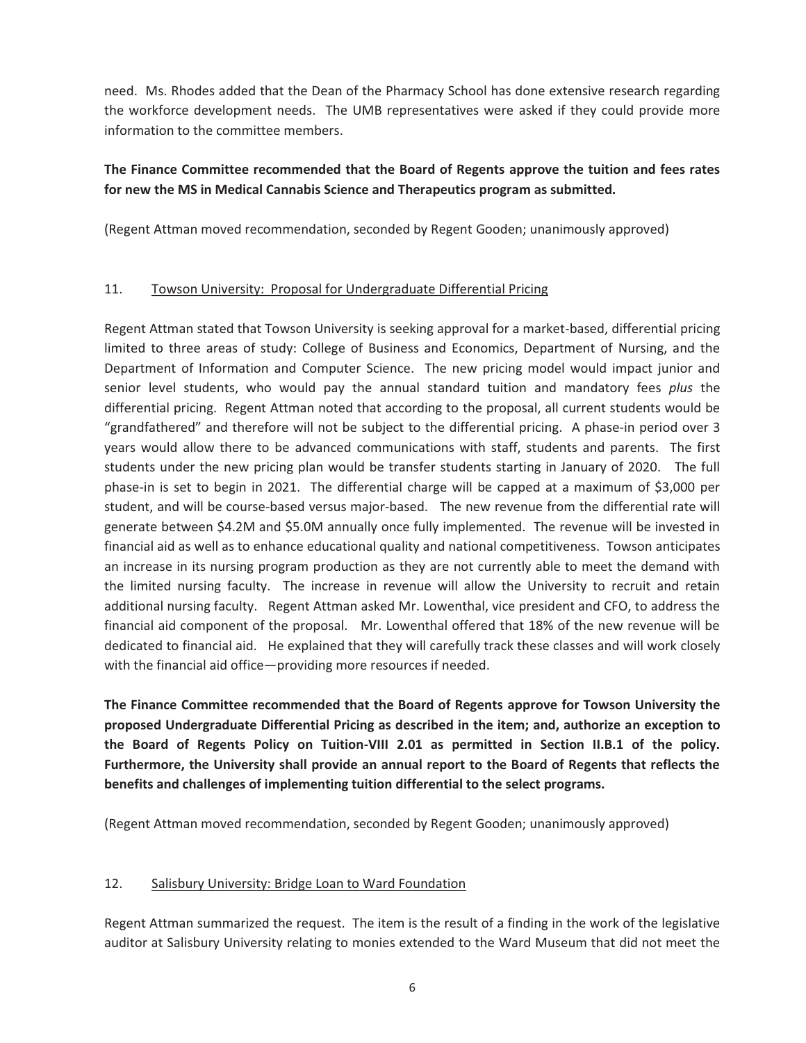need. Ms. Rhodes added that the Dean of the Pharmacy School has done extensive research regarding the workforce development needs. The UMB representatives were asked if they could provide more information to the committee members.

**The Finance Committee recommended that the Board of Regents approve the tuition and fees rates for new the MS in Medical Cannabis Science and Therapeutics program as submitted.**

(Regent Attman moved recommendation, seconded by Regent Gooden; unanimously approved)

11. Towson University: Proposal for Undergraduate Differential Pricing

Regent Attman stated that Towson University is seeking approval for a market-based, differential pricing limited to three areas of study: College of Business and Economics, Department of Nursing, and the Department of Information and Computer Science. The new pricing model would impact junior and senior level students, who would pay the annual standard tuition and mandatory fees *plus* the differential pricing. Regent Attman noted that according to the proposal, all current students would be "grandfathered" and therefore will not be subject to the differential pricing. A phase-in period over 3 years would allow there to be advanced communications with staff, students and parents. The first students under the new pricing plan would be transfer students starting in January of 2020. The full phase-in is set to begin in 2021. The differential charge will be capped at a maximum of $3,000 per student, and will be course-based versus major-based. The new revenue from the differential rate will generate between $4.2M and $5.0M annually once fully implemented. The revenue will be invested in financial aid as well as to enhance educational quality and national competitiveness. Towson anticipates an increase in its nursing program production as they are not currently able to meet the demand with the limited nursing faculty. The increase in revenue will allow the University to recruit and retain additional nursing faculty. Regent Attman asked Mr. Lowenthal, vice president and CFO, to address the financial aid component of the proposal. Mr. Lowenthal offered that 18% of the new revenue will be dedicated to financial aid. He explained that they will carefully track these classes and will work closely with the financial aid office—providing more resources if needed.

**The Finance Committee recommended that the Board of Regents approve for Towson University the proposed Undergraduate Differential Pricing as described in the item; and, authorize an exception to the Board of Regents Policy on Tuition-VIII 2.01 as permitted in Section II.B.1 of the policy. Furthermore, the University shall provide an annual report to the Board of Regents that reflects the benefits and challenges of implementing tuition differential to the select programs.**

(Regent Attman moved recommendation, seconded by Regent Gooden; unanimously approved)

12. Salisbury University: Bridge Loan to Ward Foundation

Regent Attman summarized the request. The item is the result of a finding in the work of the legislative auditor at Salisbury University relating to monies extended to the Ward Museum that did not meet the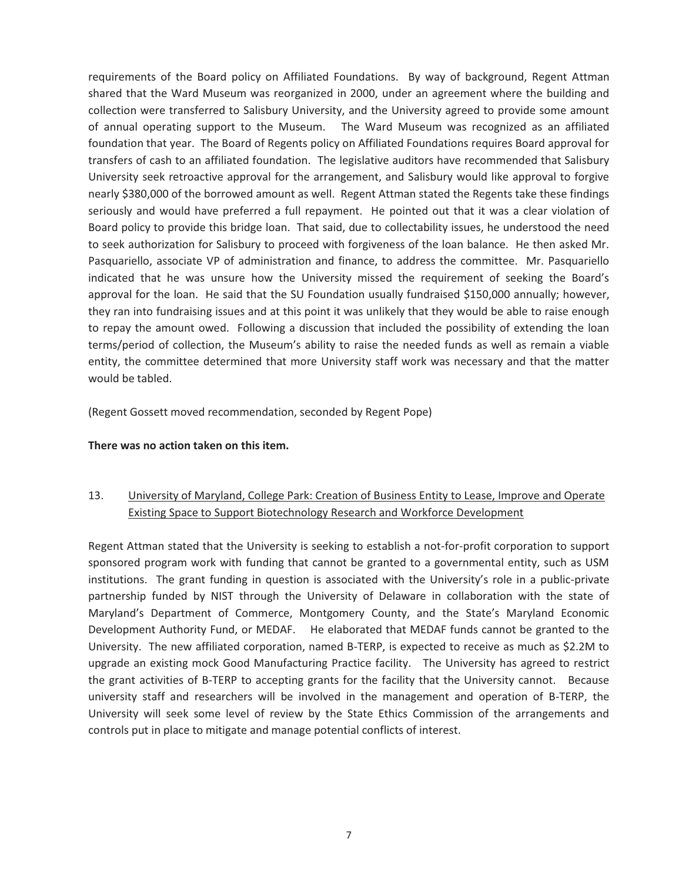requirements of the Board policy on Affiliated Foundations. By way of background, Regent Attman shared that the Ward Museum was reorganized in 2000, under an agreement where the building and collection were transferred to Salisbury University, and the University agreed to provide some amount of annual operating support to the Museum. The Ward Museum was recognized as an affiliated foundation that year. The Board of Regents policy on Affiliated Foundations requires Board approval for transfers of cash to an affiliated foundation. The legislative auditors have recommended that Salisbury University seek retroactive approval for the arrangement, and Salisbury would like approval to forgive nearly \$380,000 of the borrowed amount as well. Regent Attman stated the Regents take these findings seriously and would have preferred a full repayment. He pointed out that it was a clear violation of Board policy to provide this bridge loan. That said, due to collectability issues, he understood the need to seek authorization for Salisbury to proceed with forgiveness of the loan balance. He then asked Mr. Pasquariello, associate VP of administration and finance, to address the committee. Mr. Pasquariello indicated that he was unsure how the University missed the requirement of seeking the Board's approval for the loan. He said that the SU Foundation usually fundraised \$150,000 annually; however, they ran into fundraising issues and at this point it was unlikely that they would be able to raise enough to repay the amount owed. Following a discussion that included the possibility of extending the loan terms/period of collection, the Museum's ability to raise the needed funds as well as remain a viable entity, the committee determined that more University staff work was necessary and that the matter would be tabled.

(Regent Gossett moved recommendation, seconded by Regent Pope)

**There was no action taken on this item.**

13. <u>University of Maryland, College Park: Creation of Business Entity to Lease, Improve and Operate Existing Space to Support Biotechnology Research and Workforce Development</u>

Regent Attman stated that the University is seeking to establish a not-for-profit corporation to support sponsored program work with funding that cannot be granted to a governmental entity, such as USM institutions. The grant funding in question is associated with the University's role in a public-private partnership funded by NIST through the University of Delaware in collaboration with the state of Maryland's Department of Commerce, Montgomery County, and the State's Maryland Economic Development Authority Fund, or MEDAF. He elaborated that MEDAF funds cannot be granted to the University. The new affiliated corporation, named B-TERP, is expected to receive as much as \$2.2M to upgrade an existing mock Good Manufacturing Practice facility. The University has agreed to restrict the grant activities of B-TERP to accepting grants for the facility that the University cannot. Because university staff and researchers will be involved in the management and operation of B-TERP, the University will seek some level of review by the State Ethics Commission of the arrangements and controls put in place to mitigate and manage potential conflicts of interest.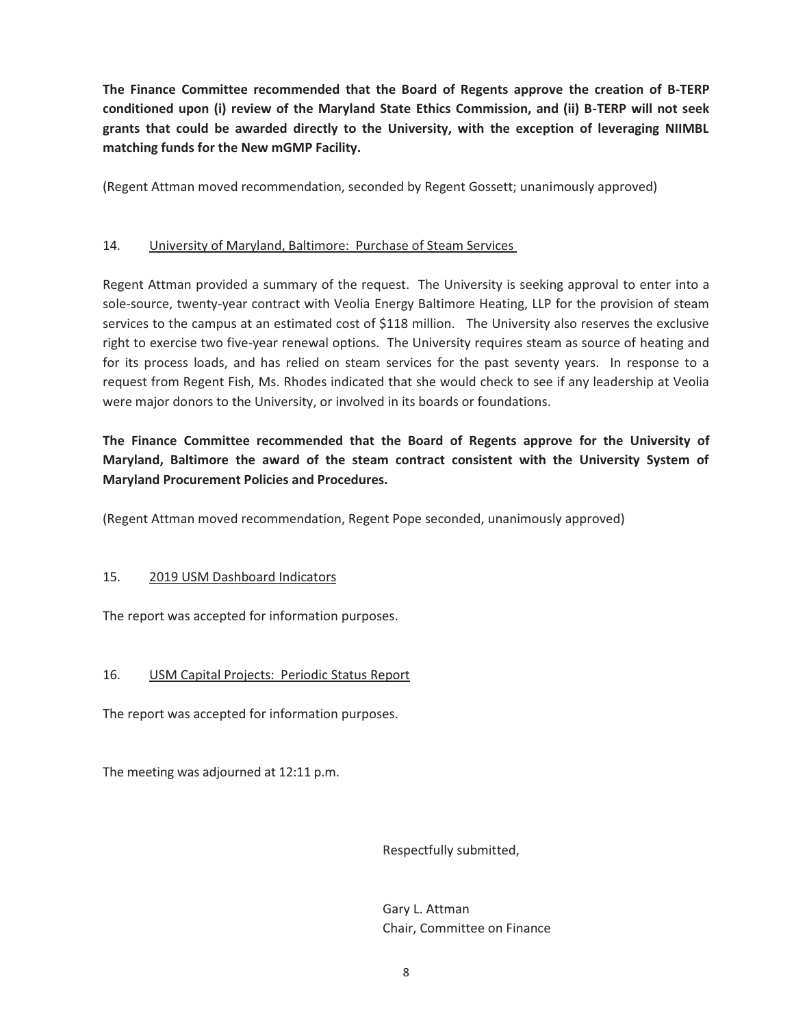**The Finance Committee recommended that the Board of Regents approve the creation of B-TERP conditioned upon (i) review of the Maryland State Ethics Commission, and (ii) B-TERP will not seek grants that could be awarded directly to the University, with the exception of leveraging NIIMBL matching funds for the New mGMP Facility.**

(Regent Attman moved recommendation, seconded by Regent Gossett; unanimously approved)

14. University of Maryland, Baltimore: Purchase of Steam Services

Regent Attman provided a summary of the request. The University is seeking approval to enter into a sole-source, twenty-year contract with Veolia Energy Baltimore Heating, LLP for the provision of steam services to the campus at an estimated cost of $118 million. The University also reserves the exclusive right to exercise two five-year renewal options. The University requires steam as source of heating and for its process loads, and has relied on steam services for the past seventy years. In response to a request from Regent Fish, Ms. Rhodes indicated that she would check to see if any leadership at Veolia were major donors to the University, or involved in its boards or foundations.

**The Finance Committee recommended that the Board of Regents approve for the University of Maryland, Baltimore the award of the steam contract consistent with the University System of Maryland Procurement Policies and Procedures.**

(Regent Attman moved recommendation, Regent Pope seconded, unanimously approved)

15. 2019 USM Dashboard Indicators

The report was accepted for information purposes.

16. USM Capital Projects: Periodic Status Report

The report was accepted for information purposes.

The meeting was adjourned at 12:11 p.m.

Respectfully submitted,

Gary L. Attman
Chair, Committee on Finance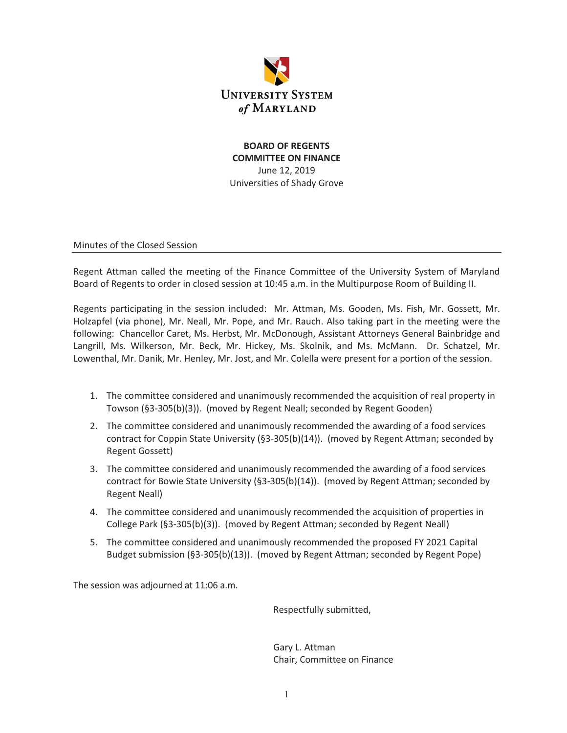University System of Maryland

**BOARD OF REGENTS**
**COMMITTEE ON FINANCE**
June 12, 2019
Universities of Shady Grove

Minutes of the Closed Session

---

Regent Attman called the meeting of the Finance Committee of the University System of Maryland Board of Regents to order in closed session at 10:45 a.m. in the Multipurpose Room of Building II.

Regents participating in the session included: Mr. Attman, Ms. Gooden, Ms. Fish, Mr. Gossett, Mr. Holzapfel (via phone), Mr. Neall, Mr. Pope, and Mr. Rauch. Also taking part in the meeting were the following: Chancellor Caret, Ms. Herbst, Mr. McDonough, Assistant Attorneys General Bainbridge and Langrill, Ms. Wilkerson, Mr. Beck, Mr. Hickey, Ms. Skolnik, and Ms. McMann. Dr. Schatzel, Mr. Lowenthal, Mr. Danik, Mr. Henley, Mr. Jost, and Mr. Colella were present for a portion of the session.

1. The committee considered and unanimously recommended the acquisition of real property in Towson (§3-305(b)(3)). (moved by Regent Neall; seconded by Regent Gooden)
2. The committee considered and unanimously recommended the awarding of a food services contract for Coppin State University (§3-305(b)(14)). (moved by Regent Attman; seconded by Regent Gossett)
3. The committee considered and unanimously recommended the awarding of a food services contract for Bowie State University (§3-305(b)(14)). (moved by Regent Attman; seconded by Regent Neall)
4. The committee considered and unanimously recommended the acquisition of properties in College Park (§3-305(b)(3)). (moved by Regent Attman; seconded by Regent Neall)
5. The committee considered and unanimously recommended the proposed FY 2021 Capital Budget submission (§3-305(b)(13)). (moved by Regent Attman; seconded by Regent Pope)

The session was adjourned at 11:06 a.m.

Respectfully submitted,

Gary L. Attman
Chair, Committee on Finance